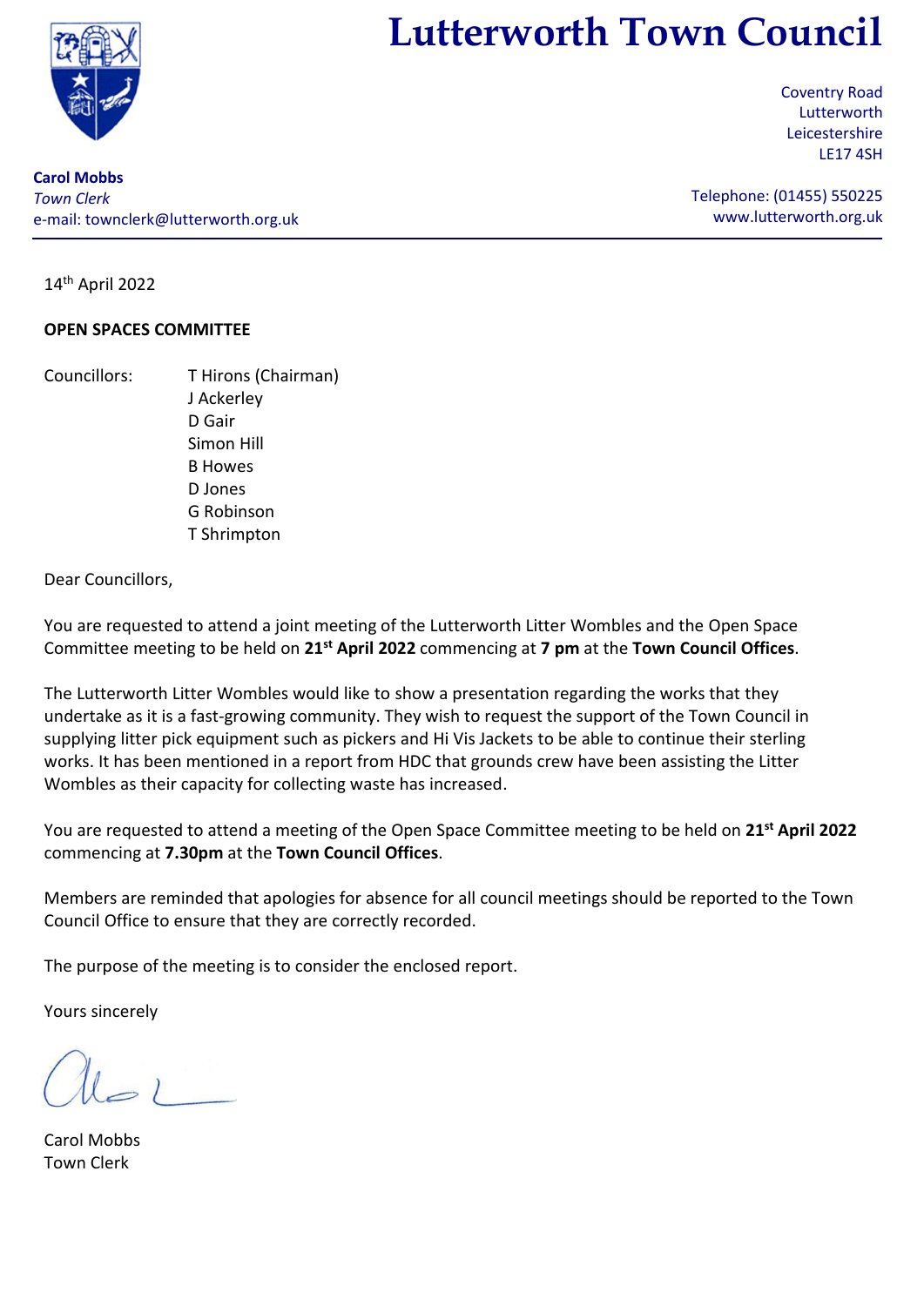# Lutterworth Town Council

**Carol Mobbs**
*Town Clerk*
e-mail: townclerk@lutterworth.org.uk

Coventry Road
Lutterworth
Leicestershire
LE17 4SH

Telephone: (01455) 550225
www.lutterworth.org.uk

14th April 2022

**OPEN SPACES COMMITTEE**

Councillors:
- T Hirons (Chairman)
- J Ackerley
- D Gair
- Simon Hill
- B Howes
- D Jones
- G Robinson
- T Shrimpton

Dear Councillors,

You are requested to attend a joint meeting of the Lutterworth Litter Wombles and the Open Space Committee meeting to be held on **21st April 2022** commencing at **7 pm** at the **Town Council Offices**.

The Lutterworth Litter Wombles would like to show a presentation regarding the works that they undertake as it is a fast-growing community. They wish to request the support of the Town Council in supplying litter pick equipment such as pickers and Hi Vis Jackets to be able to continue their sterling works. It has been mentioned in a report from HDC that grounds crew have been assisting the Litter Wombles as their capacity for collecting waste has increased.

You are requested to attend a meeting of the Open Space Committee meeting to be held on **21st April 2022** commencing at **7.30pm** at the **Town Council Offices**.

Members are reminded that apologies for absence for all council meetings should be reported to the Town Council Office to ensure that they are correctly recorded.

The purpose of the meeting is to consider the enclosed report.

Yours sincerely

Carol Mobbs
Town Clerk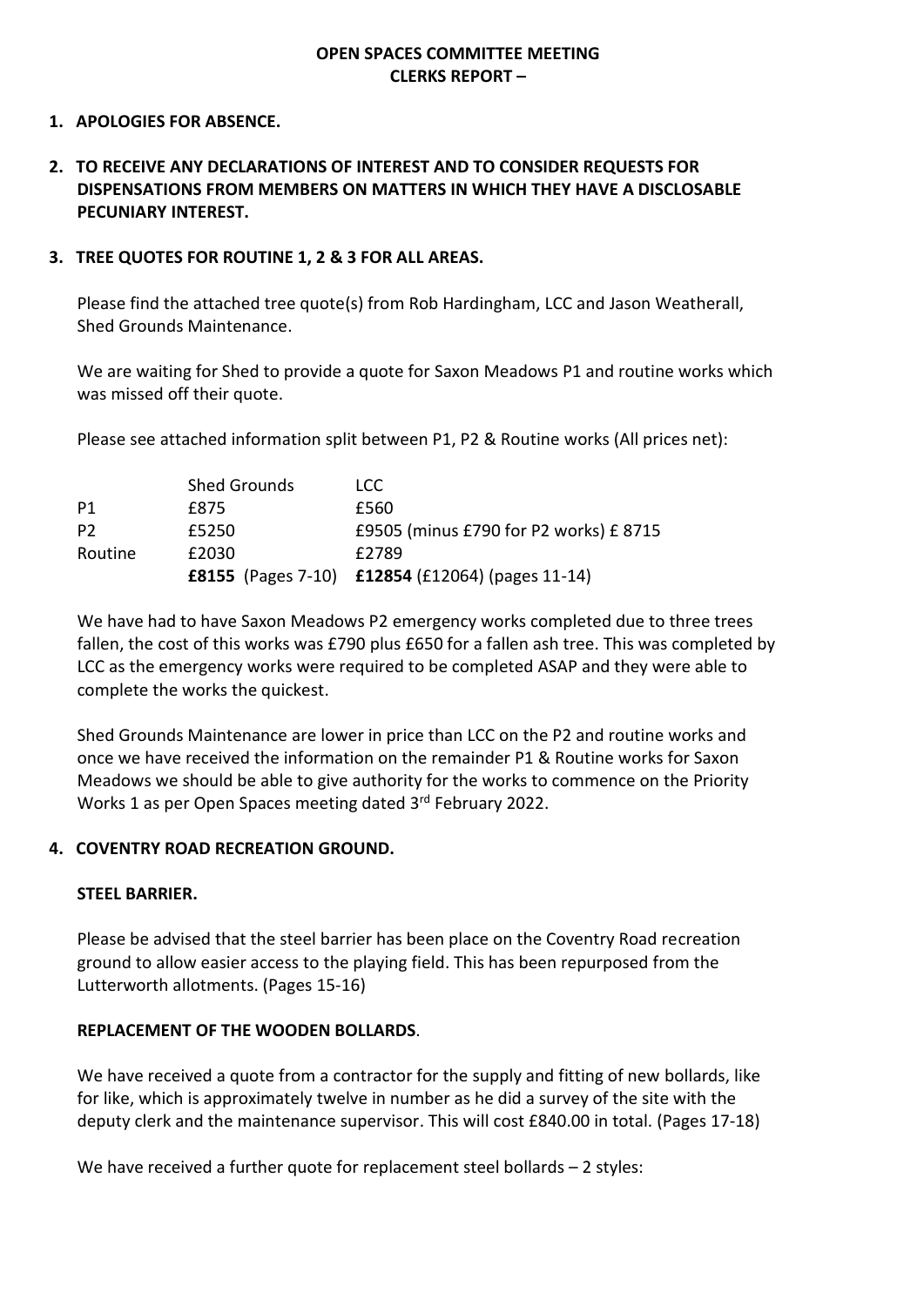**OPEN SPACES COMMITTEE MEETING**
**CLERKS REPORT –**

**1. APOLOGIES FOR ABSENCE.**

**2. TO RECEIVE ANY DECLARATIONS OF INTEREST AND TO CONSIDER REQUESTS FOR DISPENSATIONS FROM MEMBERS ON MATTERS IN WHICH THEY HAVE A DISCLOSABLE PECUNIARY INTEREST.**

**3. TREE QUOTES FOR ROUTINE 1, 2 & 3 FOR ALL AREAS.**

Please find the attached tree quote(s) from Rob Hardingham, LCC and Jason Weatherall, Shed Grounds Maintenance.

We are waiting for Shed to provide a quote for Saxon Meadows P1 and routine works which was missed off their quote.

Please see attached information split between P1, P2 & Routine works (All prices net):

| | Shed Grounds | LCC |
|---|---|---|
| P1 | £875 | £560 |
| P2 | £5250 | £9505 (minus £790 for P2 works) £ 8715 |
| Routine | £2030 | £2789 |
| | **£8155** (Pages 7-10) | **£12854** (£12064) (pages 11-14) |

We have had to have Saxon Meadows P2 emergency works completed due to three trees fallen, the cost of this works was £790 plus £650 for a fallen ash tree. This was completed by LCC as the emergency works were required to be completed ASAP and they were able to complete the works the quickest.

Shed Grounds Maintenance are lower in price than LCC on the P2 and routine works and once we have received the information on the remainder P1 & Routine works for Saxon Meadows we should be able to give authority for the works to commence on the Priority Works 1 as per Open Spaces meeting dated 3rd February 2022.

**4. COVENTRY ROAD RECREATION GROUND.**

**STEEL BARRIER.**

Please be advised that the steel barrier has been place on the Coventry Road recreation ground to allow easier access to the playing field. This has been repurposed from the Lutterworth allotments. (Pages 15-16)

**REPLACEMENT OF THE WOODEN BOLLARDS**.

We have received a quote from a contractor for the supply and fitting of new bollards, like for like, which is approximately twelve in number as he did a survey of the site with the deputy clerk and the maintenance supervisor. This will cost £840.00 in total. (Pages 17-18)

We have received a further quote for replacement steel bollards – 2 styles: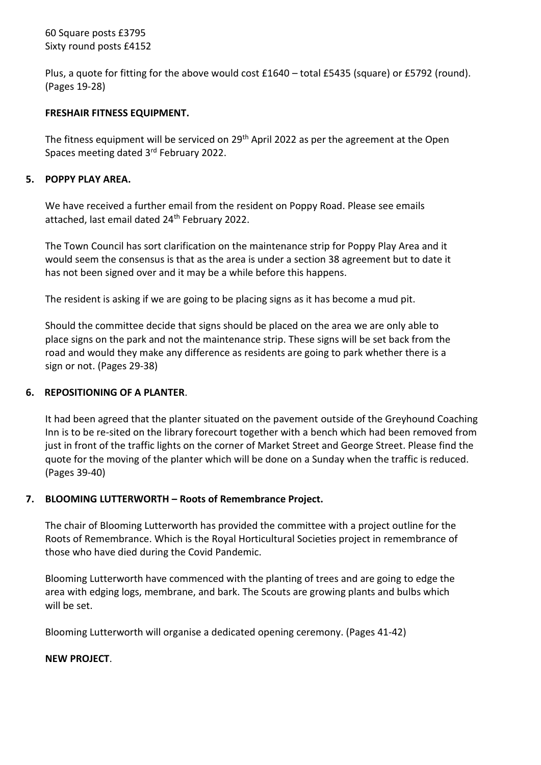60 Square posts £3795
Sixty round posts £4152

Plus, a quote for fitting for the above would cost £1640 – total £5435 (square) or £5792 (round). (Pages 19-28)

**FRESHAIR FITNESS EQUIPMENT.**

The fitness equipment will be serviced on 29th April 2022 as per the agreement at the Open Spaces meeting dated 3rd February 2022.

## 5. POPPY PLAY AREA.

We have received a further email from the resident on Poppy Road. Please see emails attached, last email dated 24th February 2022.

The Town Council has sort clarification on the maintenance strip for Poppy Play Area and it would seem the consensus is that as the area is under a section 38 agreement but to date it has not been signed over and it may be a while before this happens.

The resident is asking if we are going to be placing signs as it has become a mud pit.

Should the committee decide that signs should be placed on the area we are only able to place signs on the park and not the maintenance strip. These signs will be set back from the road and would they make any difference as residents are going to park whether there is a sign or not. (Pages 29-38)

## 6. REPOSITIONING OF A PLANTER.

It had been agreed that the planter situated on the pavement outside of the Greyhound Coaching Inn is to be re-sited on the library forecourt together with a bench which had been removed from just in front of the traffic lights on the corner of Market Street and George Street. Please find the quote for the moving of the planter which will be done on a Sunday when the traffic is reduced. (Pages 39-40)

## 7. BLOOMING LUTTERWORTH – Roots of Remembrance Project.

The chair of Blooming Lutterworth has provided the committee with a project outline for the Roots of Remembrance. Which is the Royal Horticultural Societies project in remembrance of those who have died during the Covid Pandemic.

Blooming Lutterworth have commenced with the planting of trees and are going to edge the area with edging logs, membrane, and bark. The Scouts are growing plants and bulbs which will be set.

Blooming Lutterworth will organise a dedicated opening ceremony. (Pages 41-42)

**NEW PROJECT**.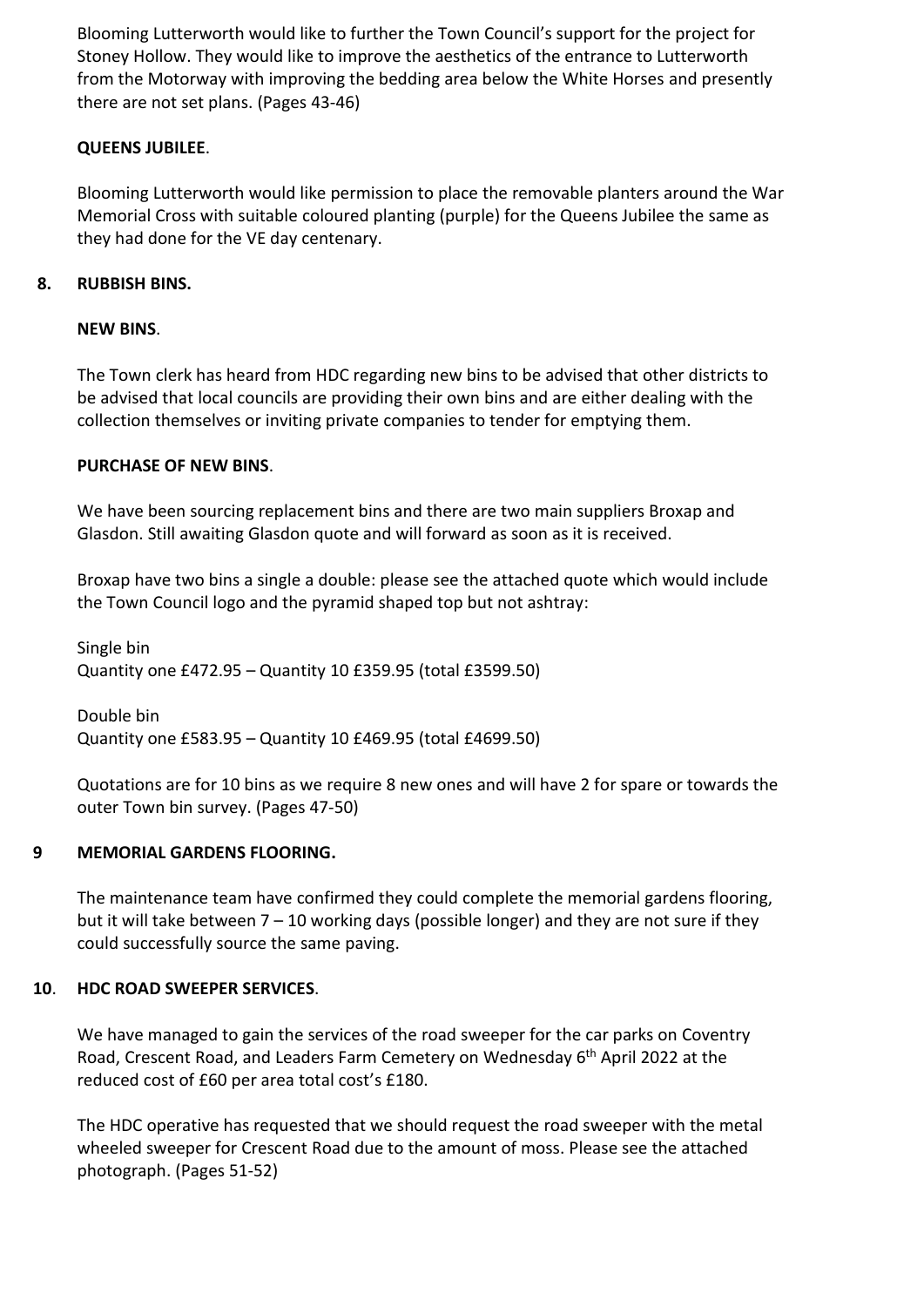Blooming Lutterworth would like to further the Town Council's support for the project for Stoney Hollow. They would like to improve the aesthetics of the entrance to Lutterworth from the Motorway with improving the bedding area below the White Horses and presently there are not set plans. (Pages 43-46)

**QUEENS JUBILEE**.

Blooming Lutterworth would like permission to place the removable planters around the War Memorial Cross with suitable coloured planting (purple) for the Queens Jubilee the same as they had done for the VE day centenary.

## 8. RUBBISH BINS.

**NEW BINS**.

The Town clerk has heard from HDC regarding new bins to be advised that other districts to be advised that local councils are providing their own bins and are either dealing with the collection themselves or inviting private companies to tender for emptying them.

**PURCHASE OF NEW BINS**.

We have been sourcing replacement bins and there are two main suppliers Broxap and Glasdon. Still awaiting Glasdon quote and will forward as soon as it is received.

Broxap have two bins a single a double: please see the attached quote which would include the Town Council logo and the pyramid shaped top but not ashtray:

Single bin
Quantity one £472.95 – Quantity 10 £359.95 (total £3599.50)

Double bin
Quantity one £583.95 – Quantity 10 £469.95 (total £4699.50)

Quotations are for 10 bins as we require 8 new ones and will have 2 for spare or towards the outer Town bin survey. (Pages 47-50)

## 9 MEMORIAL GARDENS FLOORING.

The maintenance team have confirmed they could complete the memorial gardens flooring, but it will take between 7 – 10 working days (possible longer) and they are not sure if they could successfully source the same paving.

## 10. HDC ROAD SWEEPER SERVICES.

We have managed to gain the services of the road sweeper for the car parks on Coventry Road, Crescent Road, and Leaders Farm Cemetery on Wednesday 6th April 2022 at the reduced cost of £60 per area total cost's £180.

The HDC operative has requested that we should request the road sweeper with the metal wheeled sweeper for Crescent Road due to the amount of moss. Please see the attached photograph. (Pages 51-52)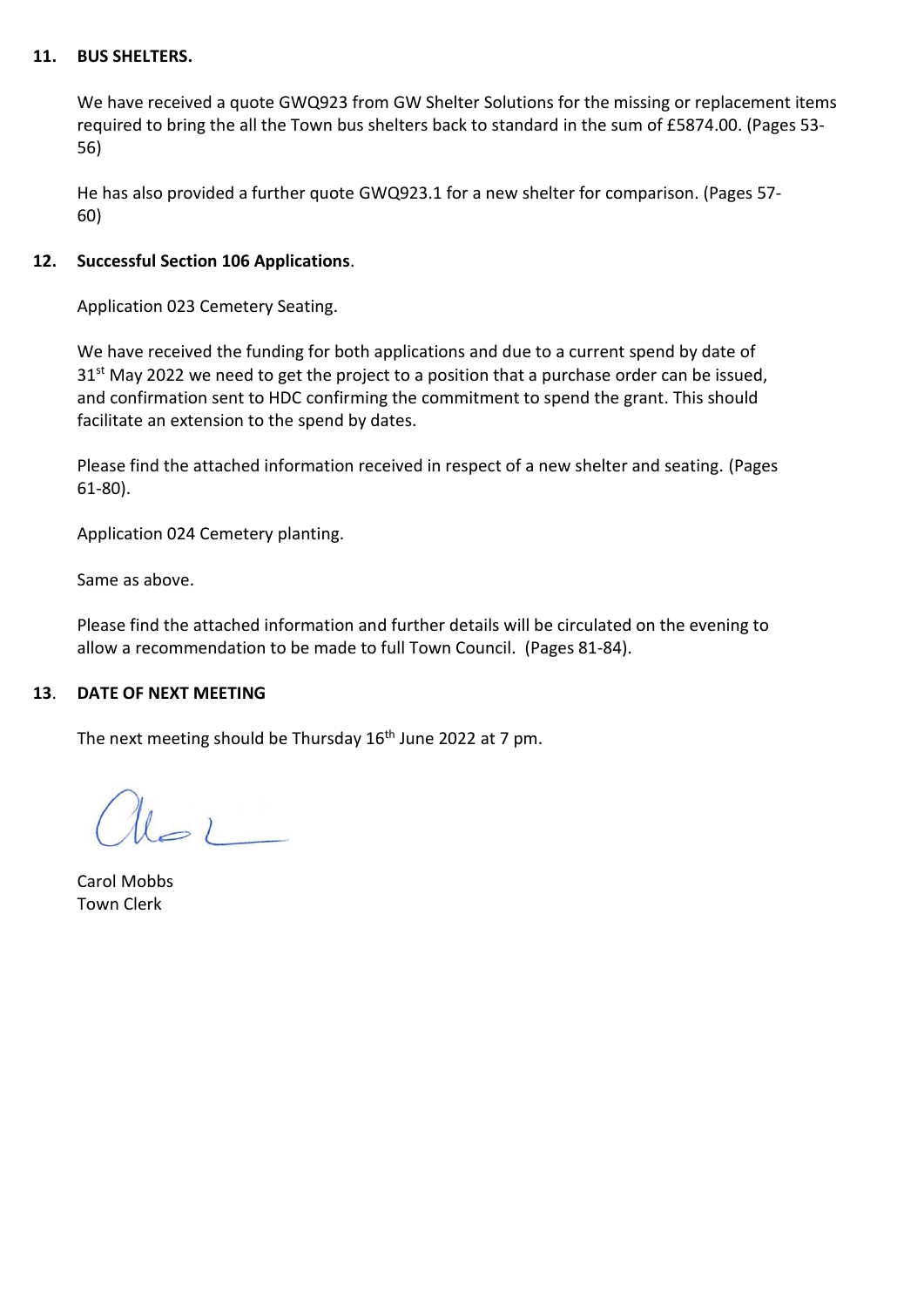## 11. BUS SHELTERS.

We have received a quote GWQ923 from GW Shelter Solutions for the missing or replacement items required to bring the all the Town bus shelters back to standard in the sum of £5874.00. (Pages 53-56)

He has also provided a further quote GWQ923.1 for a new shelter for comparison. (Pages 57-60)

## 12. Successful Section 106 Applications.

Application 023 Cemetery Seating.

We have received the funding for both applications and due to a current spend by date of 31st May 2022 we need to get the project to a position that a purchase order can be issued, and confirmation sent to HDC confirming the commitment to spend the grant. This should facilitate an extension to the spend by dates.

Please find the attached information received in respect of a new shelter and seating. (Pages 61-80).

Application 024 Cemetery planting.

Same as above.

Please find the attached information and further details will be circulated on the evening to allow a recommendation to be made to full Town Council. (Pages 81-84).

## 13. DATE OF NEXT MEETING

The next meeting should be Thursday 16th June 2022 at 7 pm.

Carol Mobbs
Town Clerk